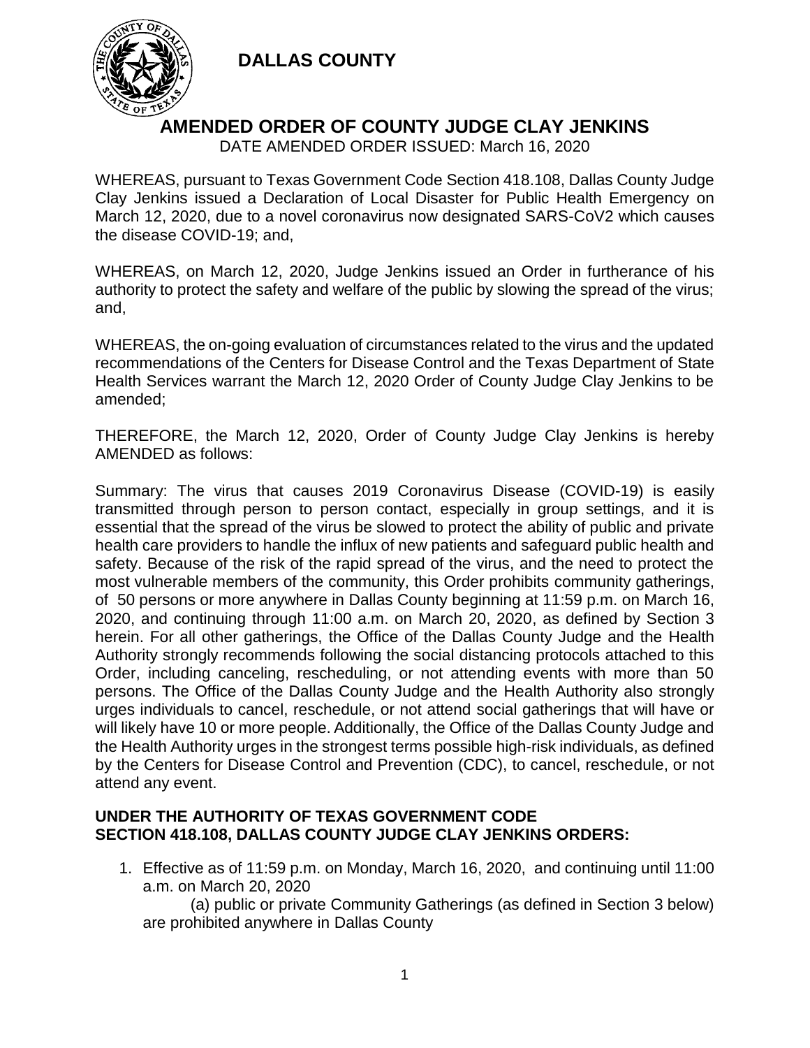# DALLAS COUNTY

## AMENDED ORDER OF COUNTY JUDGE CLAY JENKINS

DATE AMENDED ORDER ISSUED: March 16, 2020

WHEREAS, pursuant to Texas Government Code Section 418.108, Dallas County Judge Clay Jenkins issued a Declaration of Local Disaster for Public Health Emergency on March 12, 2020, due to a novel coronavirus now designated SARS-CoV2 which causes the disease COVID-19; and,

WHEREAS, on March 12, 2020, Judge Jenkins issued an Order in furtherance of his authority to protect the safety and welfare of the public by slowing the spread of the virus; and,

WHEREAS, the on-going evaluation of circumstances related to the virus and the updated recommendations of the Centers for Disease Control and the Texas Department of State Health Services warrant the March 12, 2020 Order of County Judge Clay Jenkins to be amended;

THEREFORE, the March 12, 2020, Order of County Judge Clay Jenkins is hereby AMENDED as follows:

Summary: The virus that causes 2019 Coronavirus Disease (COVID-19) is easily transmitted through person to person contact, especially in group settings, and it is essential that the spread of the virus be slowed to protect the ability of public and private health care providers to handle the influx of new patients and safeguard public health and safety. Because of the risk of the rapid spread of the virus, and the need to protect the most vulnerable members of the community, this Order prohibits community gatherings, of 50 persons or more anywhere in Dallas County beginning at 11:59 p.m. on March 16, 2020, and continuing through 11:00 a.m. on March 20, 2020, as defined by Section 3 herein. For all other gatherings, the Office of the Dallas County Judge and the Health Authority strongly recommends following the social distancing protocols attached to this Order, including canceling, rescheduling, or not attending events with more than 50 persons. The Office of the Dallas County Judge and the Health Authority also strongly urges individuals to cancel, reschedule, or not attend social gatherings that will have or will likely have 10 or more people. Additionally, the Office of the Dallas County Judge and the Health Authority urges in the strongest terms possible high-risk individuals, as defined by the Centers for Disease Control and Prevention (CDC), to cancel, reschedule, or not attend any event.

**UNDER THE AUTHORITY OF TEXAS GOVERNMENT CODE SECTION 418.108, DALLAS COUNTY JUDGE CLAY JENKINS ORDERS:**

1. Effective as of 11:59 p.m. on Monday, March 16, 2020, and continuing until 11:00 a.m. on March 20, 2020

   (a) public or private Community Gatherings (as defined in Section 3 below) are prohibited anywhere in Dallas County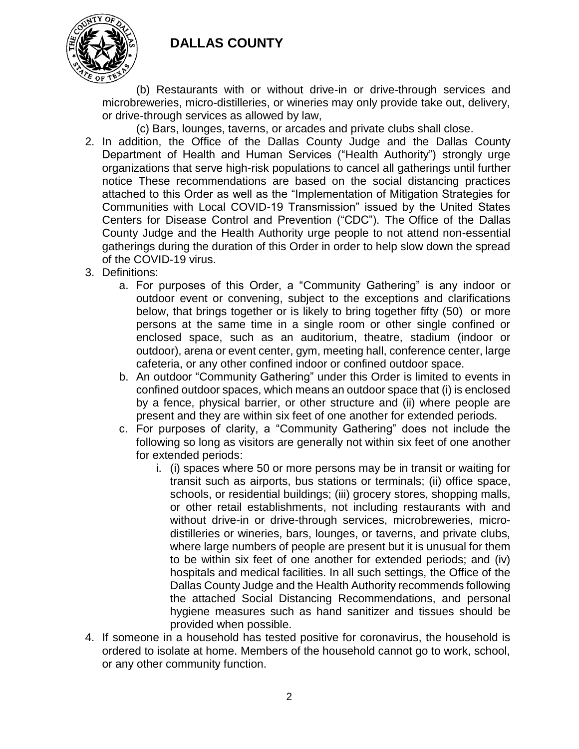(b) Restaurants with or without drive-in or drive-through services and microbreweries, micro-distilleries, or wineries may only provide take out, delivery, or drive-through services as allowed by law,

(c) Bars, lounges, taverns, or arcades and private clubs shall close.

2. In addition, the Office of the Dallas County Judge and the Dallas County Department of Health and Human Services ("Health Authority") strongly urge organizations that serve high-risk populations to cancel all gatherings until further notice These recommendations are based on the social distancing practices attached to this Order as well as the "Implementation of Mitigation Strategies for Communities with Local COVID-19 Transmission" issued by the United States Centers for Disease Control and Prevention ("CDC"). The Office of the Dallas County Judge and the Health Authority urge people to not attend non-essential gatherings during the duration of this Order in order to help slow down the spread of the COVID-19 virus.
3. Definitions:
   a. For purposes of this Order, a "Community Gathering" is any indoor or outdoor event or convening, subject to the exceptions and clarifications below, that brings together or is likely to bring together fifty (50) or more persons at the same time in a single room or other single confined or enclosed space, such as an auditorium, theatre, stadium (indoor or outdoor), arena or event center, gym, meeting hall, conference center, large cafeteria, or any other confined indoor or confined outdoor space.
   b. An outdoor "Community Gathering" under this Order is limited to events in confined outdoor spaces, which means an outdoor space that (i) is enclosed by a fence, physical barrier, or other structure and (ii) where people are present and they are within six feet of one another for extended periods.
   c. For purposes of clarity, a "Community Gathering" does not include the following so long as visitors are generally not within six feet of one another for extended periods:
      i. (i) spaces where 50 or more persons may be in transit or waiting for transit such as airports, bus stations or terminals; (ii) office space, schools, or residential buildings; (iii) grocery stores, shopping malls, or other retail establishments, not including restaurants with and without drive-in or drive-through services, microbreweries, micro-distilleries or wineries, bars, lounges, or taverns, and private clubs, where large numbers of people are present but it is unusual for them to be within six feet of one another for extended periods; and (iv) hospitals and medical facilities. In all such settings, the Office of the Dallas County Judge and the Health Authority recommends following the attached Social Distancing Recommendations, and personal hygiene measures such as hand sanitizer and tissues should be provided when possible.
4. If someone in a household has tested positive for coronavirus, the household is ordered to isolate at home. Members of the household cannot go to work, school, or any other community function.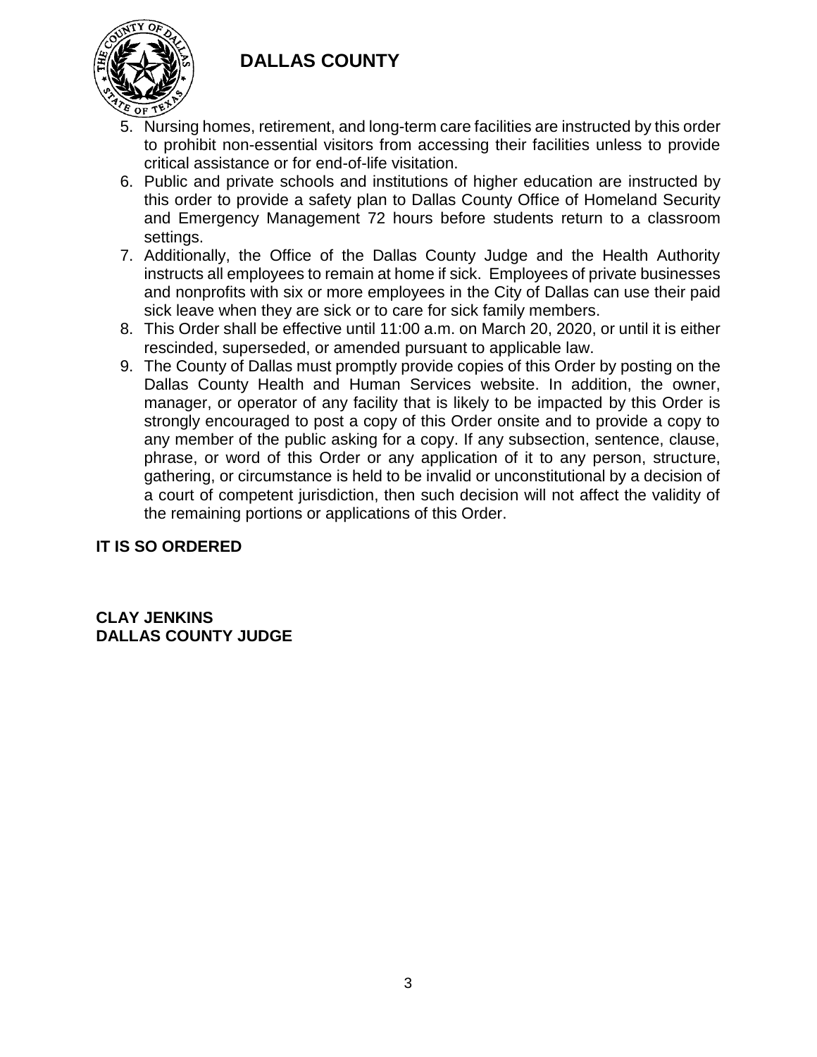5. Nursing homes, retirement, and long-term care facilities are instructed by this order to prohibit non-essential visitors from accessing their facilities unless to provide critical assistance or for end-of-life visitation.
6. Public and private schools and institutions of higher education are instructed by this order to provide a safety plan to Dallas County Office of Homeland Security and Emergency Management 72 hours before students return to a classroom settings.
7. Additionally, the Office of the Dallas County Judge and the Health Authority instructs all employees to remain at home if sick. Employees of private businesses and nonprofits with six or more employees in the City of Dallas can use their paid sick leave when they are sick or to care for sick family members.
8. This Order shall be effective until 11:00 a.m. on March 20, 2020, or until it is either rescinded, superseded, or amended pursuant to applicable law.
9. The County of Dallas must promptly provide copies of this Order by posting on the Dallas County Health and Human Services website. In addition, the owner, manager, or operator of any facility that is likely to be impacted by this Order is strongly encouraged to post a copy of this Order onsite and to provide a copy to any member of the public asking for a copy. If any subsection, sentence, clause, phrase, or word of this Order or any application of it to any person, structure, gathering, or circumstance is held to be invalid or unconstitutional by a decision of a court of competent jurisdiction, then such decision will not affect the validity of the remaining portions or applications of this Order.

**IT IS SO ORDERED**

**CLAY JENKINS**
**DALLAS COUNTY JUDGE**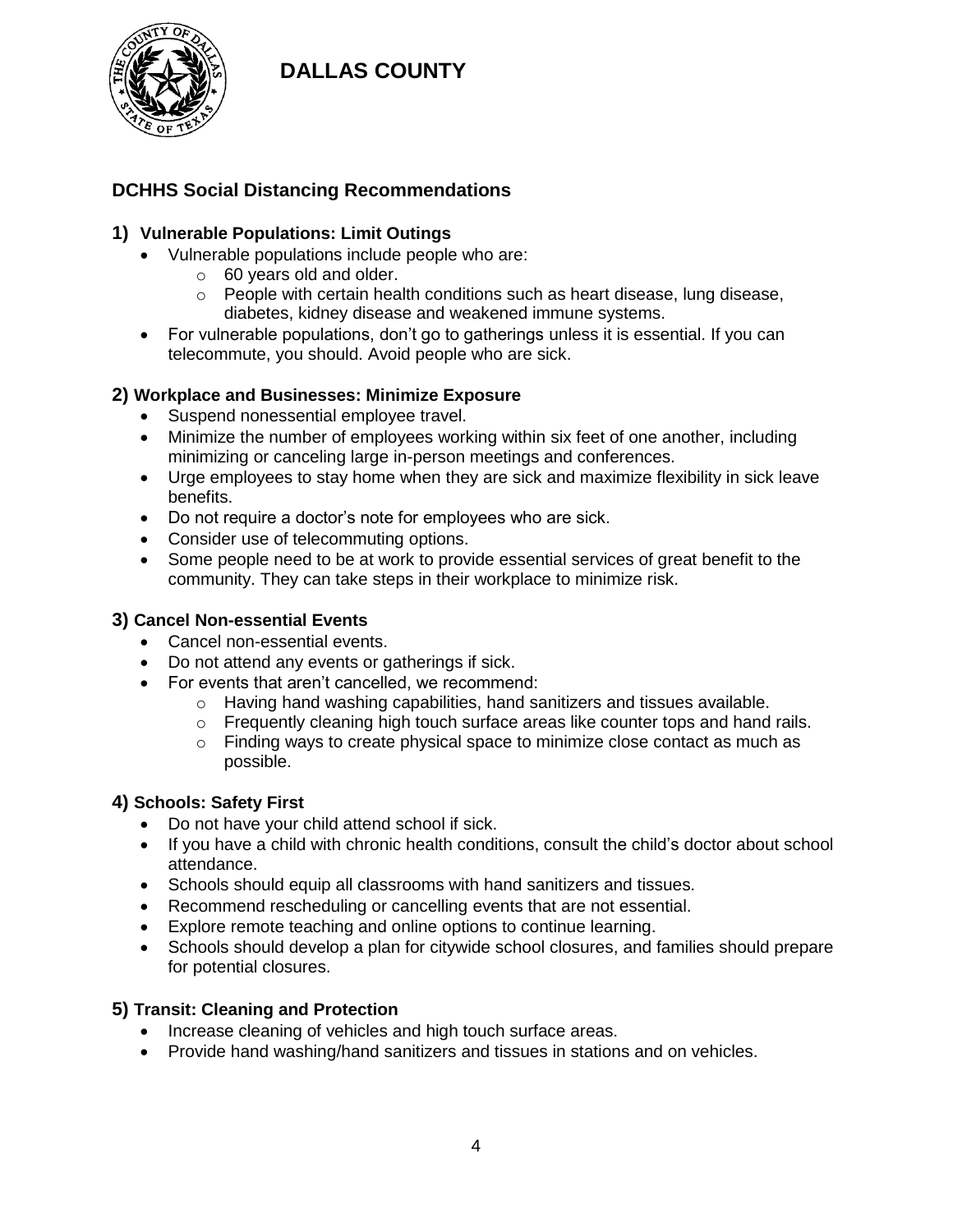# DALLAS COUNTY

## DCHHS Social Distancing Recommendations

### 1) Vulnerable Populations: Limit Outings

- Vulnerable populations include people who are:
  - 60 years old and older.
  - People with certain health conditions such as heart disease, lung disease, diabetes, kidney disease and weakened immune systems.
- For vulnerable populations, don't go to gatherings unless it is essential. If you can telecommute, you should. Avoid people who are sick.

### 2) Workplace and Businesses: Minimize Exposure

- Suspend nonessential employee travel.
- Minimize the number of employees working within six feet of one another, including minimizing or canceling large in-person meetings and conferences.
- Urge employees to stay home when they are sick and maximize flexibility in sick leave benefits.
- Do not require a doctor's note for employees who are sick.
- Consider use of telecommuting options.
- Some people need to be at work to provide essential services of great benefit to the community. They can take steps in their workplace to minimize risk.

### 3) Cancel Non-essential Events

- Cancel non-essential events.
- Do not attend any events or gatherings if sick.
- For events that aren't cancelled, we recommend:
  - Having hand washing capabilities, hand sanitizers and tissues available.
  - Frequently cleaning high touch surface areas like counter tops and hand rails.
  - Finding ways to create physical space to minimize close contact as much as possible.

### 4) Schools: Safety First

- Do not have your child attend school if sick.
- If you have a child with chronic health conditions, consult the child's doctor about school attendance.
- Schools should equip all classrooms with hand sanitizers and tissues.
- Recommend rescheduling or cancelling events that are not essential.
- Explore remote teaching and online options to continue learning.
- Schools should develop a plan for citywide school closures, and families should prepare for potential closures.

### 5) Transit: Cleaning and Protection

- Increase cleaning of vehicles and high touch surface areas.
- Provide hand washing/hand sanitizers and tissues in stations and on vehicles.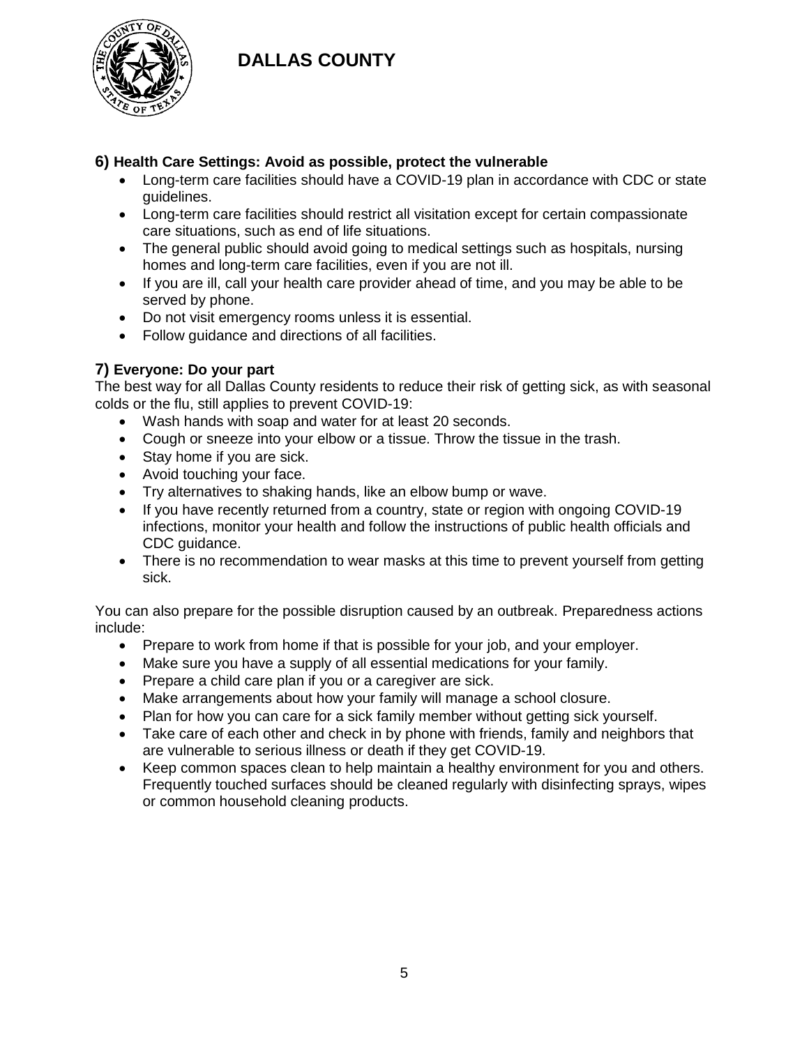## 6) Health Care Settings: Avoid as possible, protect the vulnerable

- Long-term care facilities should have a COVID-19 plan in accordance with CDC or state guidelines.
- Long-term care facilities should restrict all visitation except for certain compassionate care situations, such as end of life situations.
- The general public should avoid going to medical settings such as hospitals, nursing homes and long-term care facilities, even if you are not ill.
- If you are ill, call your health care provider ahead of time, and you may be able to be served by phone.
- Do not visit emergency rooms unless it is essential.
- Follow guidance and directions of all facilities.

## 7) Everyone: Do your part

The best way for all Dallas County residents to reduce their risk of getting sick, as with seasonal colds or the flu, still applies to prevent COVID-19:

- Wash hands with soap and water for at least 20 seconds.
- Cough or sneeze into your elbow or a tissue. Throw the tissue in the trash.
- Stay home if you are sick.
- Avoid touching your face.
- Try alternatives to shaking hands, like an elbow bump or wave.
- If you have recently returned from a country, state or region with ongoing COVID-19 infections, monitor your health and follow the instructions of public health officials and CDC guidance.
- There is no recommendation to wear masks at this time to prevent yourself from getting sick.

You can also prepare for the possible disruption caused by an outbreak. Preparedness actions include:

- Prepare to work from home if that is possible for your job, and your employer.
- Make sure you have a supply of all essential medications for your family.
- Prepare a child care plan if you or a caregiver are sick.
- Make arrangements about how your family will manage a school closure.
- Plan for how you can care for a sick family member without getting sick yourself.
- Take care of each other and check in by phone with friends, family and neighbors that are vulnerable to serious illness or death if they get COVID-19.
- Keep common spaces clean to help maintain a healthy environment for you and others. Frequently touched surfaces should be cleaned regularly with disinfecting sprays, wipes or common household cleaning products.